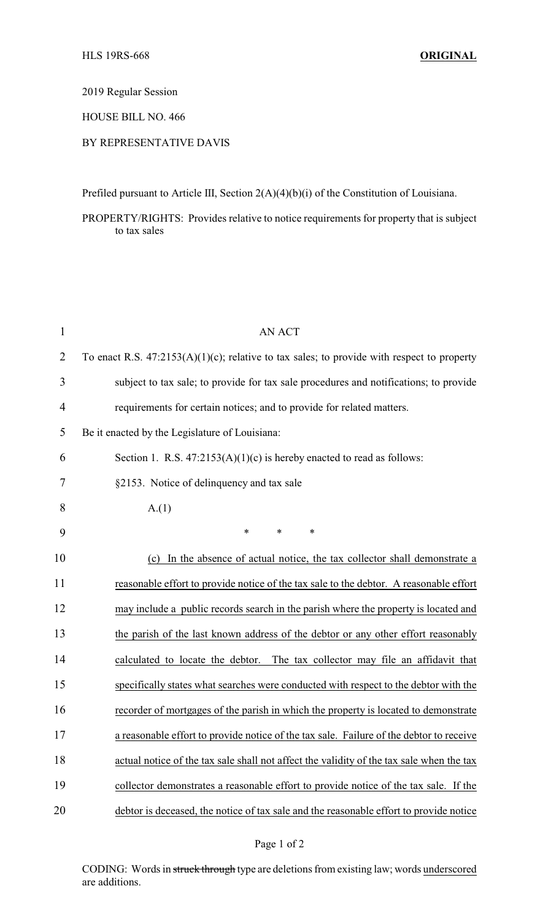HLS 19RS-668 **ORIGINAL**

2019 Regular Session

HOUSE BILL NO. 466

BY REPRESENTATIVE DAVIS

Prefiled pursuant to Article III, Section 2(A)(4)(b)(i) of the Constitution of Louisiana.

PROPERTY/RIGHTS: Provides relative to notice requirements for property that is subject to tax sales

AN ACT

To enact R.S. 47:2153(A)(1)(c); relative to tax sales; to provide with respect to property subject to tax sale; to provide for tax sale procedures and notifications; to provide requirements for certain notices; and to provide for related matters.

Be it enacted by the Legislature of Louisiana:

Section 1. R.S. 47:2153(A)(1)(c) is hereby enacted to read as follows:

§2153. Notice of delinquency and tax sale

A.(1)

\* \* \*

(c) In the absence of actual notice, the tax collector shall demonstrate a reasonable effort to provide notice of the tax sale to the debtor. A reasonable effort may include a public records search in the parish where the property is located and the parish of the last known address of the debtor or any other effort reasonably calculated to locate the debtor. The tax collector may file an affidavit that specifically states what searches were conducted with respect to the debtor with the recorder of mortgages of the parish in which the property is located to demonstrate a reasonable effort to provide notice of the tax sale. Failure of the debtor to receive actual notice of the tax sale shall not affect the validity of the tax sale when the tax collector demonstrates a reasonable effort to provide notice of the tax sale. If the debtor is deceased, the notice of tax sale and the reasonable effort to provide notice

CODING: Words in ~~struck through~~ type are deletions from existing law; words underscored are additions.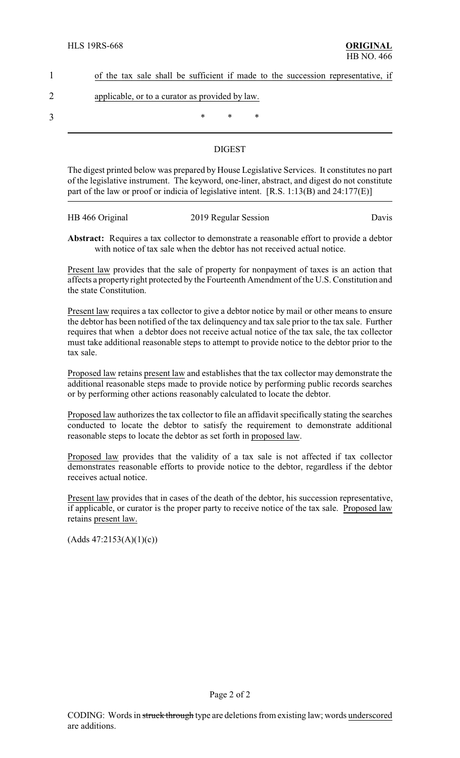<u>of the tax sale shall be sufficient if made to the succession representative, if applicable, or to a curator as provided by law.</u>

\* \* \*

## DIGEST

The digest printed below was prepared by House Legislative Services. It constitutes no part of the legislative instrument. The keyword, one-liner, abstract, and digest do not constitute part of the law or proof or indicia of legislative intent. [R.S. 1:13(B) and 24:177(E)]

HB 466 Original — 2019 Regular Session — Davis

**Abstract:** Requires a tax collector to demonstrate a reasonable effort to provide a debtor with notice of tax sale when the debtor has not received actual notice.

<u>Present law</u> provides that the sale of property for nonpayment of taxes is an action that affects a property right protected by the Fourteenth Amendment of the U.S. Constitution and the state Constitution.

<u>Present law</u> requires a tax collector to give a debtor notice by mail or other means to ensure the debtor has been notified of the tax delinquency and tax sale prior to the tax sale. Further requires that when a debtor does not receive actual notice of the tax sale, the tax collector must take additional reasonable steps to attempt to provide notice to the debtor prior to the tax sale.

<u>Proposed law</u> retains <u>present law</u> and establishes that the tax collector may demonstrate the additional reasonable steps made to provide notice by performing public records searches or by performing other actions reasonably calculated to locate the debtor.

<u>Proposed law</u> authorizes the tax collector to file an affidavit specifically stating the searches conducted to locate the debtor to satisfy the requirement to demonstrate additional reasonable steps to locate the debtor as set forth in <u>proposed law</u>.

<u>Proposed law</u> provides that the validity of a tax sale is not affected if tax collector demonstrates reasonable efforts to provide notice to the debtor, regardless if the debtor receives actual notice.

<u>Present law</u> provides that in cases of the death of the debtor, his succession representative, if applicable, or curator is the proper party to receive notice of the tax sale. <u>Proposed law</u> retains <u>present law.</u>

(Adds 47:2153(A)(1)(c))

CODING: Words in ~~struck through~~ type are deletions from existing law; words <u>underscored</u> are additions.